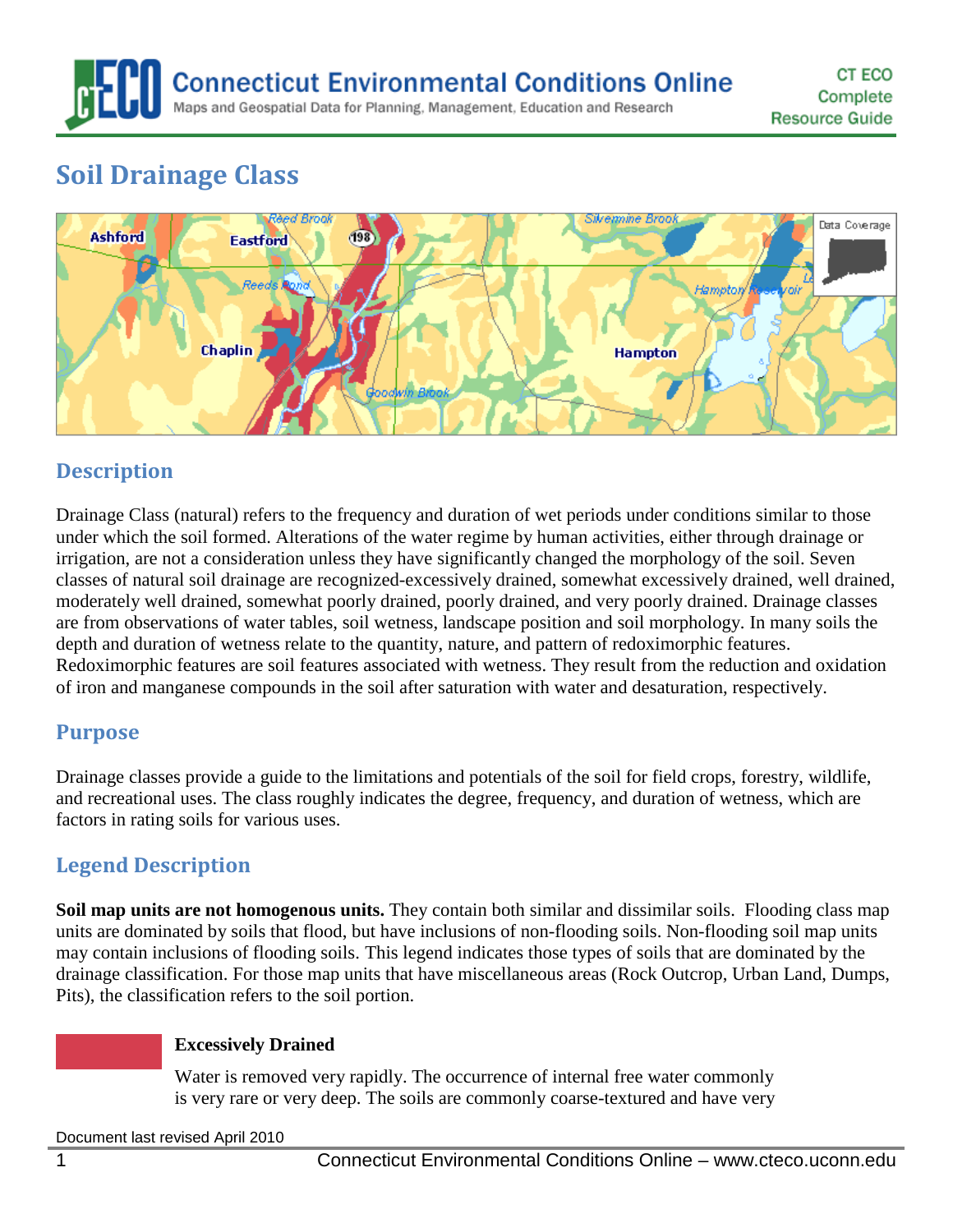# Soil Drainage Class

## Description

Drainage Class (natural) refers to the frequency and duration of wet periods under conditions similar to those under which the soil formed. Alterations of the water regime by human activities, either through drainage or irrigation, are not a consideration unless they have significantly changed the morphology of the soil. Seven classes of natural soil drainage are recognized-excessively drained, somewhat excessively drained, well drained, moderately well drained, somewhat poorly drained, poorly drained, and very poorly drained. Drainage classes are from observations of water tables, soil wetness, landscape position and soil morphology. In many soils the depth and duration of wetness relate to the quantity, nature, and pattern of redoximorphic features. Redoximorphic features are soil features associated with wetness. They result from the reduction and oxidation of iron and manganese compounds in the soil after saturation with water and desaturation, respectively.

## Purpose

Drainage classes provide a guide to the limitations and potentials of the soil for field crops, forestry, wildlife, and recreational uses. The class roughly indicates the degree, frequency, and duration of wetness, which are factors in rating soils for various uses.

## Legend Description

**Soil map units are not homogenous units.** They contain both similar and dissimilar soils. Flooding class map units are dominated by soils that flood, but have inclusions of non-flooding soils. Non-flooding soil map units may contain inclusions of flooding soils. This legend indicates those types of soils that are dominated by the drainage classification. For those map units that have miscellaneous areas (Rock Outcrop, Urban Land, Dumps, Pits), the classification refers to the soil portion.

**Excessively Drained**

Water is removed very rapidly. The occurrence of internal free water commonly is very rare or very deep. The soils are commonly coarse-textured and have very

Document last revised April 2010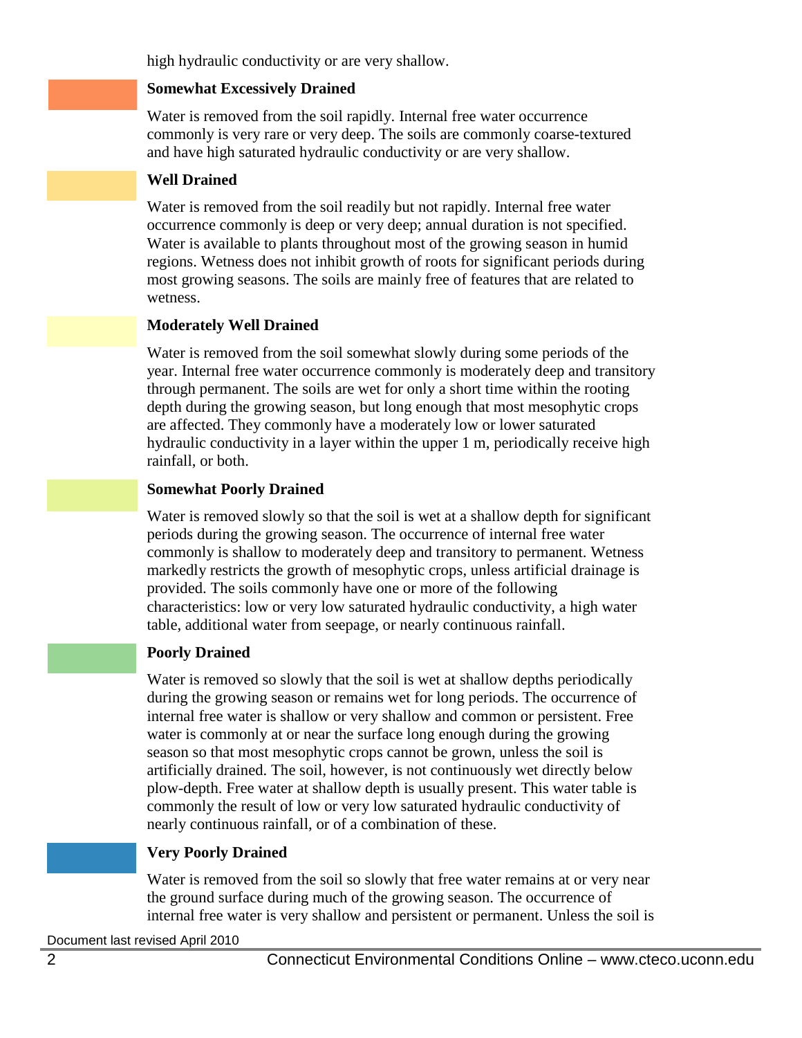high hydraulic conductivity or are very shallow.

**Somewhat Excessively Drained**

Water is removed from the soil rapidly. Internal free water occurrence commonly is very rare or very deep. The soils are commonly coarse-textured and have high saturated hydraulic conductivity or are very shallow.

**Well Drained**

Water is removed from the soil readily but not rapidly. Internal free water occurrence commonly is deep or very deep; annual duration is not specified. Water is available to plants throughout most of the growing season in humid regions. Wetness does not inhibit growth of roots for significant periods during most growing seasons. The soils are mainly free of features that are related to wetness.

**Moderately Well Drained**

Water is removed from the soil somewhat slowly during some periods of the year. Internal free water occurrence commonly is moderately deep and transitory through permanent. The soils are wet for only a short time within the rooting depth during the growing season, but long enough that most mesophytic crops are affected. They commonly have a moderately low or lower saturated hydraulic conductivity in a layer within the upper 1 m, periodically receive high rainfall, or both.

**Somewhat Poorly Drained**

Water is removed slowly so that the soil is wet at a shallow depth for significant periods during the growing season. The occurrence of internal free water commonly is shallow to moderately deep and transitory to permanent. Wetness markedly restricts the growth of mesophytic crops, unless artificial drainage is provided. The soils commonly have one or more of the following characteristics: low or very low saturated hydraulic conductivity, a high water table, additional water from seepage, or nearly continuous rainfall.

**Poorly Drained**

Water is removed so slowly that the soil is wet at shallow depths periodically during the growing season or remains wet for long periods. The occurrence of internal free water is shallow or very shallow and common or persistent. Free water is commonly at or near the surface long enough during the growing season so that most mesophytic crops cannot be grown, unless the soil is artificially drained. The soil, however, is not continuously wet directly below plow-depth. Free water at shallow depth is usually present. This water table is commonly the result of low or very low saturated hydraulic conductivity of nearly continuous rainfall, or of a combination of these.

**Very Poorly Drained**

Water is removed from the soil so slowly that free water remains at or very near the ground surface during much of the growing season. The occurrence of internal free water is very shallow and persistent or permanent. Unless the soil is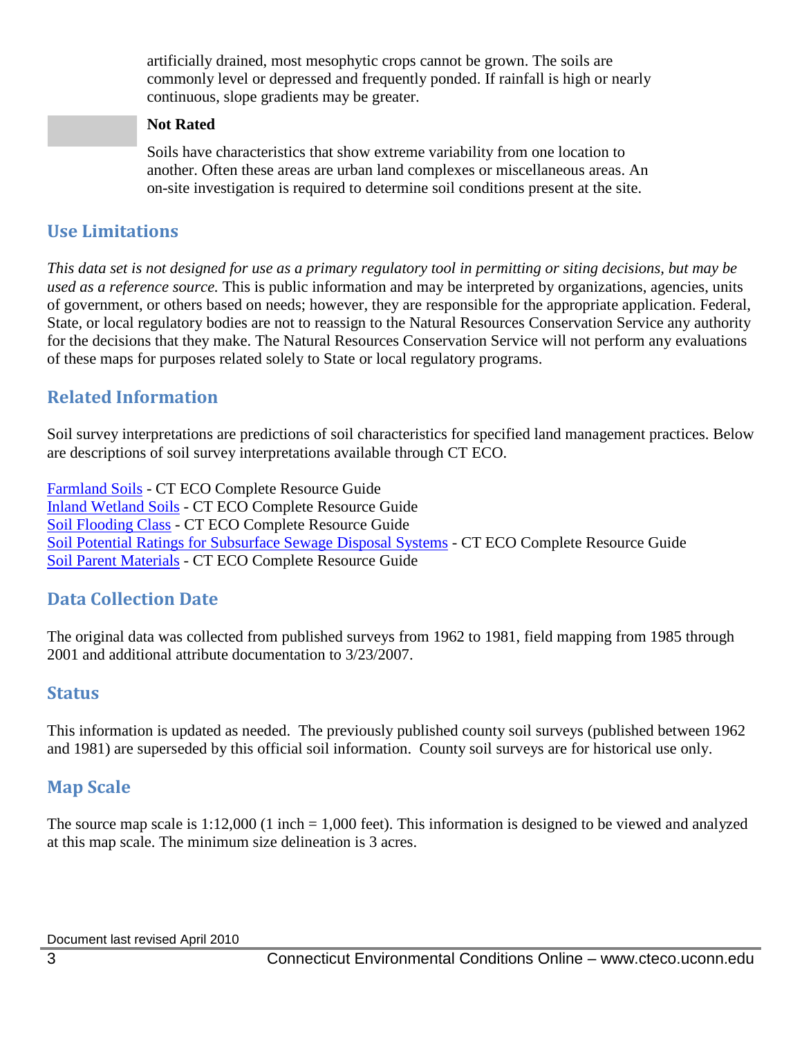artificially drained, most mesophytic crops cannot be grown. The soils are commonly level or depressed and frequently ponded. If rainfall is high or nearly continuous, slope gradients may be greater.

**Not Rated**

Soils have characteristics that show extreme variability from one location to another. Often these areas are urban land complexes or miscellaneous areas. An on-site investigation is required to determine soil conditions present at the site.

## Use Limitations

*This data set is not designed for use as a primary regulatory tool in permitting or siting decisions, but may be used as a reference source.* This is public information and may be interpreted by organizations, agencies, units of government, or others based on needs; however, they are responsible for the appropriate application. Federal, State, or local regulatory bodies are not to reassign to the Natural Resources Conservation Service any authority for the decisions that they make. The Natural Resources Conservation Service will not perform any evaluations of these maps for purposes related solely to State or local regulatory programs.

## Related Information

Soil survey interpretations are predictions of soil characteristics for specified land management practices. Below are descriptions of soil survey interpretations available through CT ECO.

Farmland Soils - CT ECO Complete Resource Guide
Inland Wetland Soils - CT ECO Complete Resource Guide
Soil Flooding Class - CT ECO Complete Resource Guide
Soil Potential Ratings for Subsurface Sewage Disposal Systems - CT ECO Complete Resource Guide
Soil Parent Materials - CT ECO Complete Resource Guide

## Data Collection Date

The original data was collected from published surveys from 1962 to 1981, field mapping from 1985 through 2001 and additional attribute documentation to 3/23/2007.

## Status

This information is updated as needed. The previously published county soil surveys (published between 1962 and 1981) are superseded by this official soil information. County soil surveys are for historical use only.

## Map Scale

The source map scale is 1:12,000 (1 inch = 1,000 feet). This information is designed to be viewed and analyzed at this map scale. The minimum size delineation is 3 acres.

Document last revised April 2010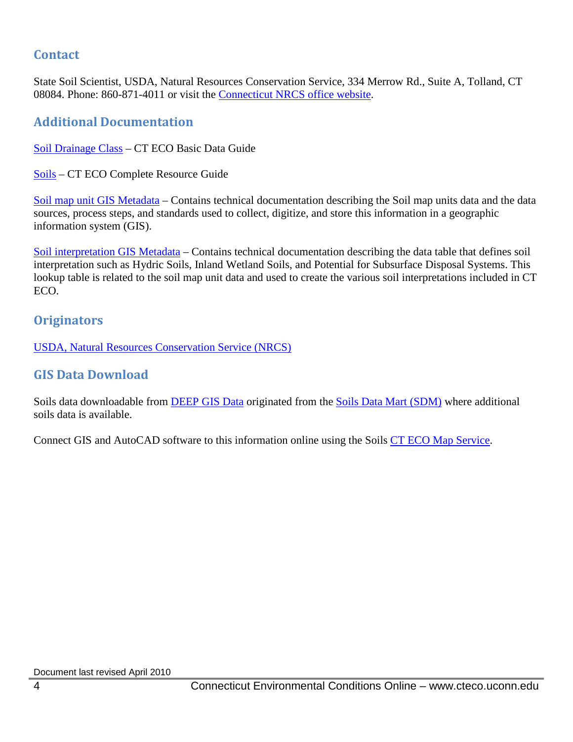## Contact

State Soil Scientist, USDA, Natural Resources Conservation Service, 334 Merrow Rd., Suite A, Tolland, CT 08084. Phone: 860-871-4011 or visit the Connecticut NRCS office website.

## Additional Documentation

Soil Drainage Class – CT ECO Basic Data Guide

Soils – CT ECO Complete Resource Guide

Soil map unit GIS Metadata – Contains technical documentation describing the Soil map units data and the data sources, process steps, and standards used to collect, digitize, and store this information in a geographic information system (GIS).

Soil interpretation GIS Metadata – Contains technical documentation describing the data table that defines soil interpretation such as Hydric Soils, Inland Wetland Soils, and Potential for Subsurface Disposal Systems. This lookup table is related to the soil map unit data and used to create the various soil interpretations included in CT ECO.

## Originators

USDA, Natural Resources Conservation Service (NRCS)

## GIS Data Download

Soils data downloadable from DEEP GIS Data originated from the Soils Data Mart (SDM) where additional soils data is available.

Connect GIS and AutoCAD software to this information online using the Soils CT ECO Map Service.

Document last revised April 2010